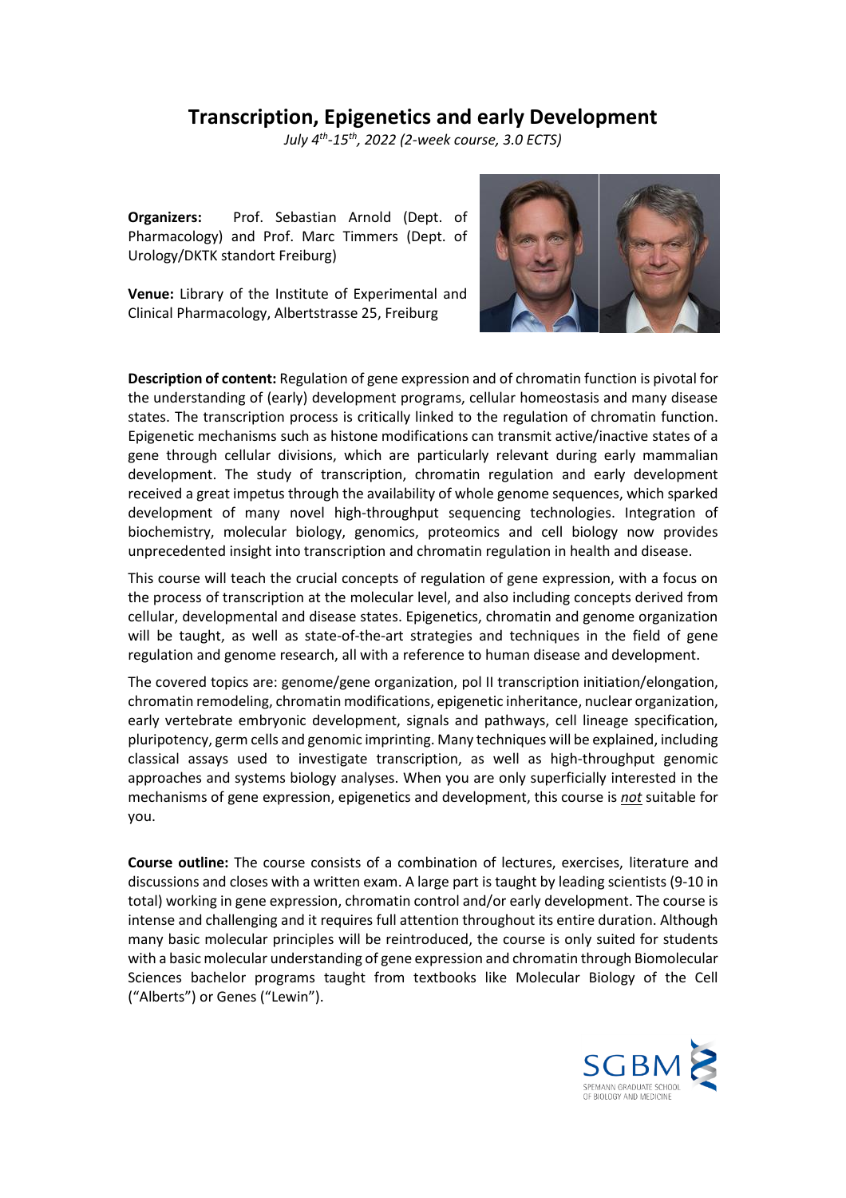# Transcription, Epigenetics and early Development

*July 4th-15th, 2022 (2-week course, 3.0 ECTS)*

**Organizers:** Prof. Sebastian Arnold (Dept. of Pharmacology) and Prof. Marc Timmers (Dept. of Urology/DKTK standort Freiburg)

**Venue:** Library of the Institute of Experimental and Clinical Pharmacology, Albertstrasse 25, Freiburg

**Description of content:** Regulation of gene expression and of chromatin function is pivotal for the understanding of (early) development programs, cellular homeostasis and many disease states. The transcription process is critically linked to the regulation of chromatin function. Epigenetic mechanisms such as histone modifications can transmit active/inactive states of a gene through cellular divisions, which are particularly relevant during early mammalian development. The study of transcription, chromatin regulation and early development received a great impetus through the availability of whole genome sequences, which sparked development of many novel high-throughput sequencing technologies. Integration of biochemistry, molecular biology, genomics, proteomics and cell biology now provides unprecedented insight into transcription and chromatin regulation in health and disease.

This course will teach the crucial concepts of regulation of gene expression, with a focus on the process of transcription at the molecular level, and also including concepts derived from cellular, developmental and disease states. Epigenetics, chromatin and genome organization will be taught, as well as state-of-the-art strategies and techniques in the field of gene regulation and genome research, all with a reference to human disease and development.

The covered topics are: genome/gene organization, pol II transcription initiation/elongation, chromatin remodeling, chromatin modifications, epigenetic inheritance, nuclear organization, early vertebrate embryonic development, signals and pathways, cell lineage specification, pluripotency, germ cells and genomic imprinting. Many techniques will be explained, including classical assays used to investigate transcription, as well as high-throughput genomic approaches and systems biology analyses. When you are only superficially interested in the mechanisms of gene expression, epigenetics and development, this course is ***not*** suitable for you.

**Course outline:** The course consists of a combination of lectures, exercises, literature and discussions and closes with a written exam. A large part is taught by leading scientists (9-10 in total) working in gene expression, chromatin control and/or early development. The course is intense and challenging and it requires full attention throughout its entire duration. Although many basic molecular principles will be reintroduced, the course is only suited for students with a basic molecular understanding of gene expression and chromatin through Biomolecular Sciences bachelor programs taught from textbooks like Molecular Biology of the Cell ("Alberts") or Genes ("Lewin").

SGBM
SPEMANN GRADUATE SCHOOL OF BIOLOGY AND MEDICINE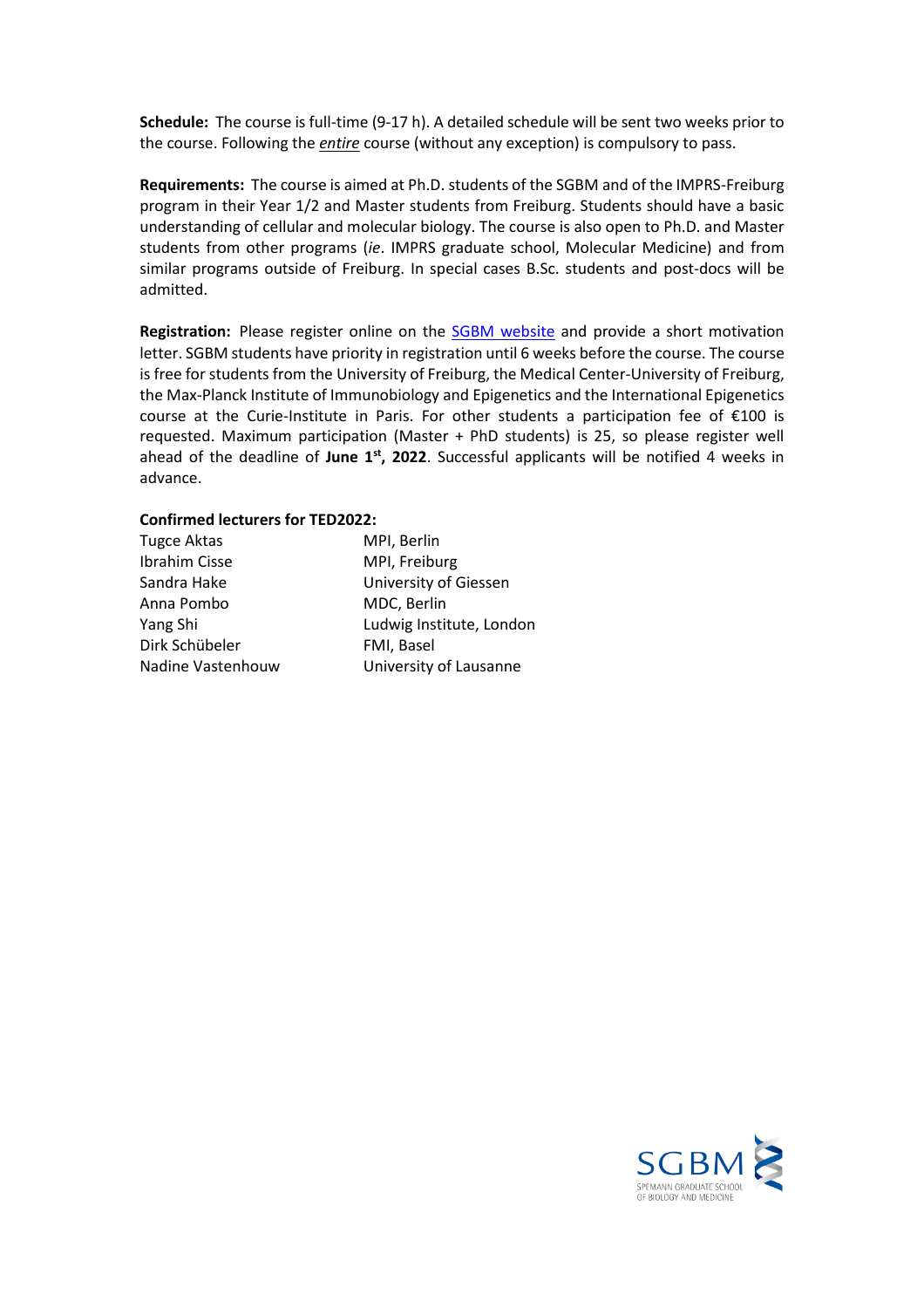**Schedule:** The course is full-time (9-17 h). A detailed schedule will be sent two weeks prior to the course. Following the ***entire*** course (without any exception) is compulsory to pass.

**Requirements:** The course is aimed at Ph.D. students of the SGBM and of the IMPRS-Freiburg program in their Year 1/2 and Master students from Freiburg. Students should have a basic understanding of cellular and molecular biology. The course is also open to Ph.D. and Master students from other programs (*ie*. IMPRS graduate school, Molecular Medicine) and from similar programs outside of Freiburg. In special cases B.Sc. students and post-docs will be admitted.

**Registration:** Please register online on the SGBM website and provide a short motivation letter. SGBM students have priority in registration until 6 weeks before the course. The course is free for students from the University of Freiburg, the Medical Center-University of Freiburg, the Max-Planck Institute of Immunobiology and Epigenetics and the International Epigenetics course at the Curie-Institute in Paris. For other students a participation fee of €100 is requested. Maximum participation (Master + PhD students) is 25, so please register well ahead of the deadline of **June 1st, 2022**. Successful applicants will be notified 4 weeks in advance.

**Confirmed lecturers for TED2022:**

| | |
|---|---|
| Tugce Aktas | MPI, Berlin |
| Ibrahim Cisse | MPI, Freiburg |
| Sandra Hake | University of Giessen |
| Anna Pombo | MDC, Berlin |
| Yang Shi | Ludwig Institute, London |
| Dirk Schübeler | FMI, Basel |
| Nadine Vastenhouw | University of Lausanne |

SGBM
SPEMANN GRADUATE SCHOOL OF BIOLOGY AND MEDICINE